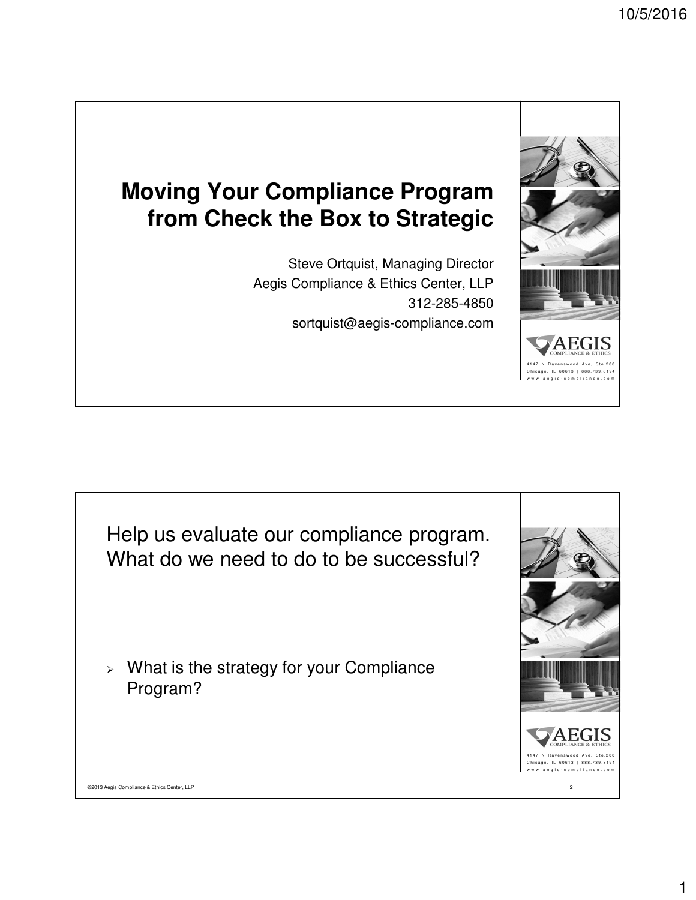# Moving Your Compliance Program from Check the Box to Strategic

Steve Ortquist, Managing Director
Aegis Compliance & Ethics Center, LLP
312-285-4850
sortquist@aegis-compliance.com

AEGIS COMPLIANCE & ETHICS
4147 N Ravenswood Ave, Ste.200
Chicago, IL 60613 | 888.739.8194
www.aegis-compliance.com

---

Help us evaluate our compliance program. What do we need to do to be successful?

- What is the strategy for your Compliance Program?

AEGIS COMPLIANCE & ETHICS
4147 N Ravenswood Ave, Ste.200
Chicago, IL 60613 | 888.739.8194
www.aegis-compliance.com

©2013 Aegis Compliance & Ethics Center, LLP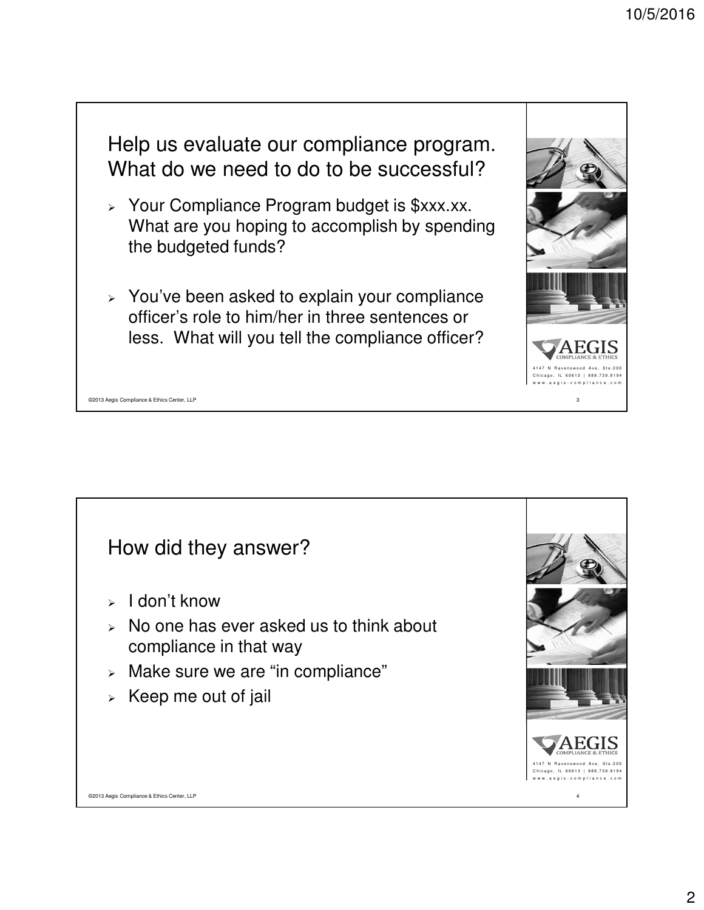## Help us evaluate our compliance program. What do we need to do to be successful?

- Your Compliance Program budget is $xxx.xx. What are you hoping to accomplish by spending the budgeted funds?
- You've been asked to explain your compliance officer's role to him/her in three sentences or less. What will you tell the compliance officer?

## How did they answer?

- I don't know
- No one has ever asked us to think about compliance in that way
- Make sure we are "in compliance"
- Keep me out of jail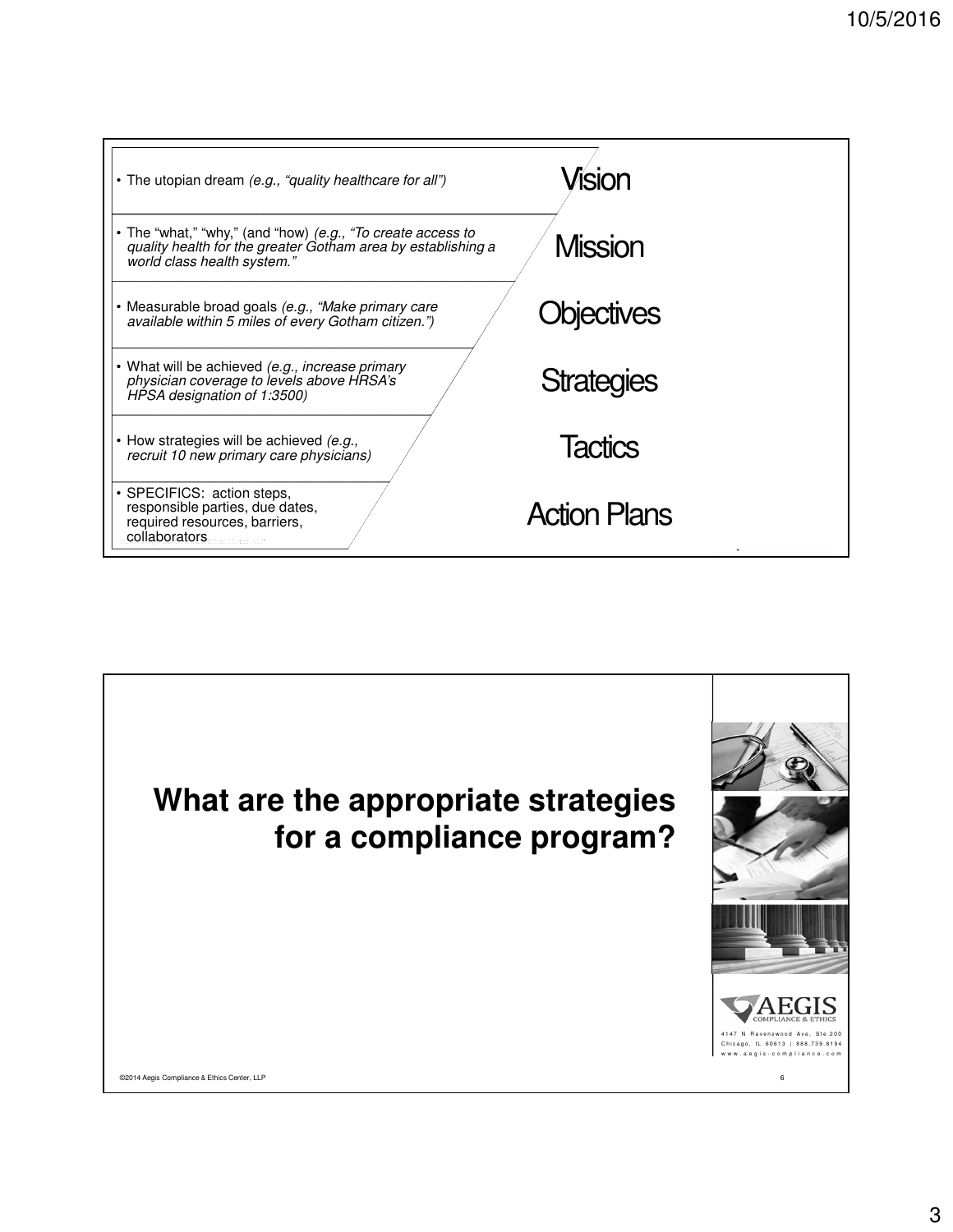| | |
|---|---|
| • The utopian dream *(e.g., "quality healthcare for all")* | Vision |
| • The "what," "why," (and "how) *(e.g., "To create access to quality health for the greater Gotham area by establishing a world class health system."* | Mission |
| • Measurable broad goals *(e.g., "Make primary care available within 5 miles of every Gotham citizen.")* | Objectives |
| • What will be achieved *(e.g., increase primary physician coverage to levels above HRSA's HPSA designation of 1:3500)* | Strategies |
| • How strategies will be achieved *(e.g., recruit 10 new primary care physicians)* | Tactics |
| • SPECIFICS: action steps, responsible parties, due dates, required resources, barriers, collaborators | Action Plans |

# What are the appropriate strategies for a compliance program?

AEGIS COMPLIANCE & ETHICS

4147 N Ravenswood Ave, Ste.200
Chicago, IL 60613 | 888.739.8194
www.aegis-compliance.com

©2014 Aegis Compliance & Ethics Center, LLP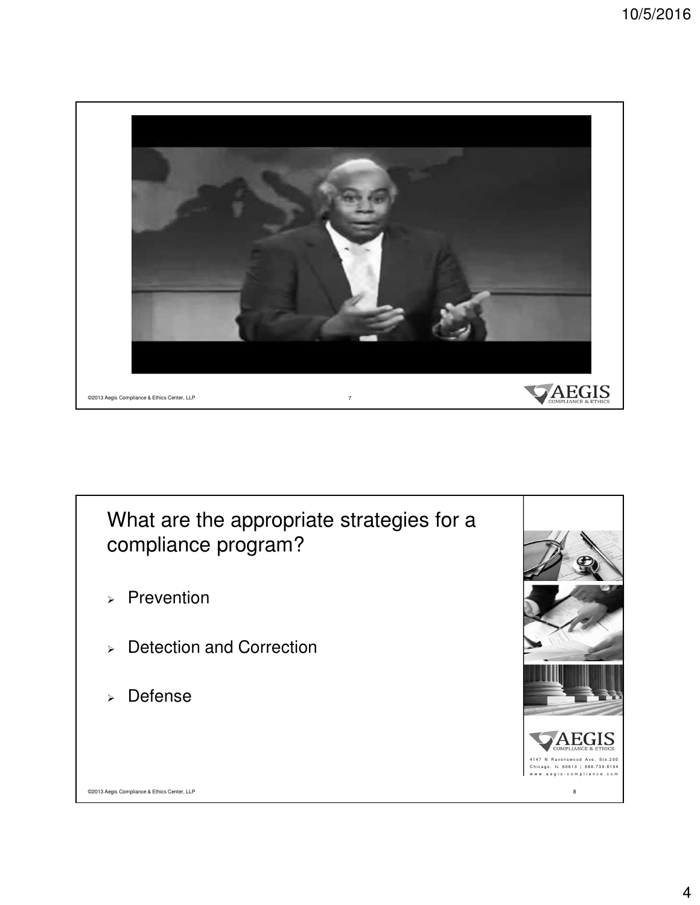What are the appropriate strategies for a compliance program?

- Prevention
- Detection and Correction
- Defense

AEGIS COMPLIANCE & ETHICS

4147 N Ravenswood Ave, Ste.200
Chicago, IL 60613 | 888.739.8194
www.aegis-compliance.com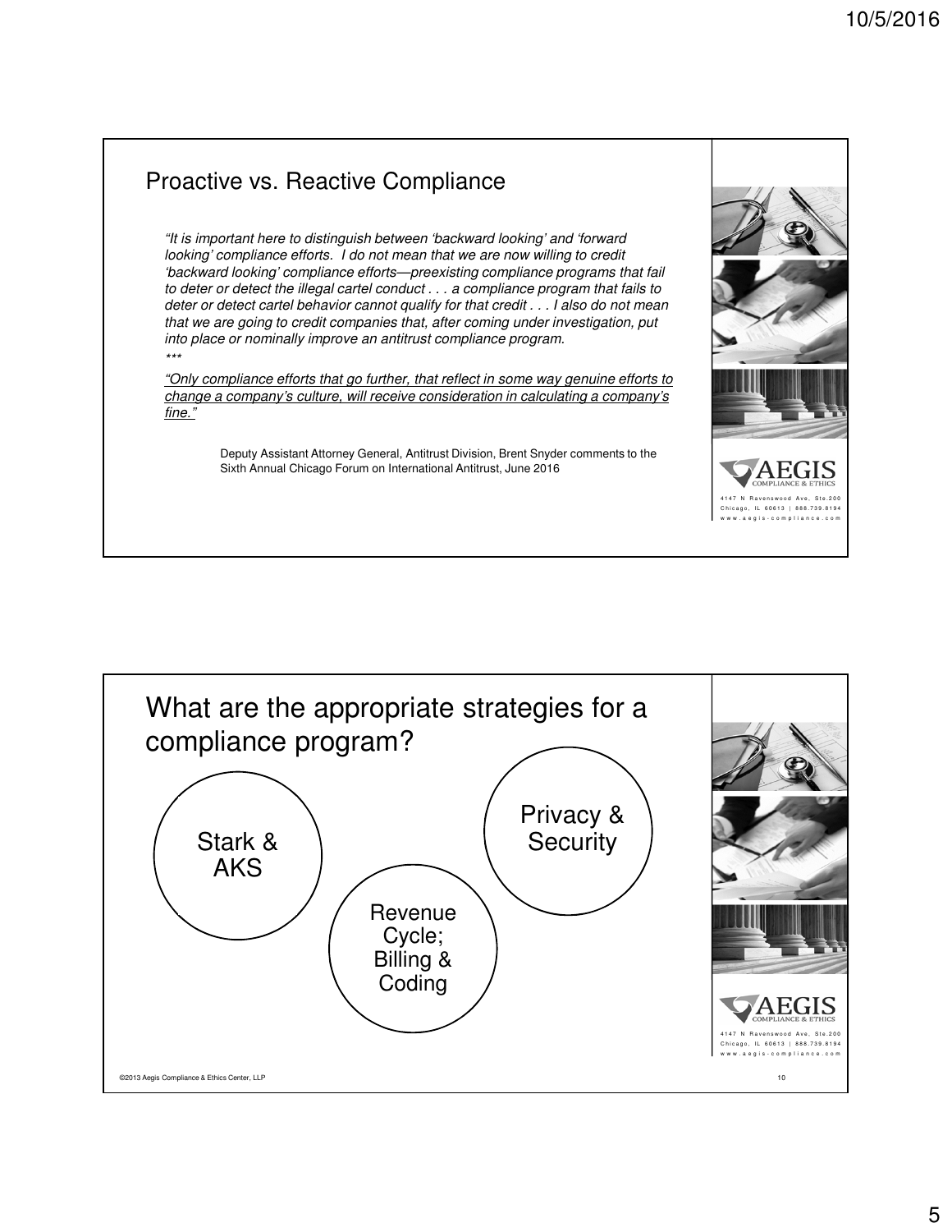## Proactive vs. Reactive Compliance

*"It is important here to distinguish between 'backward looking' and 'forward looking' compliance efforts. I do not mean that we are now willing to credit 'backward looking' compliance efforts—preexisting compliance programs that fail to deter or detect the illegal cartel conduct . . . a compliance program that fails to deter or detect cartel behavior cannot qualify for that credit . . . I also do not mean that we are going to credit companies that, after coming under investigation, put into place or nominally improve an antitrust compliance program.*

*\*\*\**

*<u>"Only compliance efforts that go further, that reflect in some way genuine efforts to change a company's culture, will receive consideration in calculating a company's fine."</u>*

Deputy Assistant Attorney General, Antitrust Division, Brent Snyder comments to the Sixth Annual Chicago Forum on International Antitrust, June 2016

AEGIS COMPLIANCE & ETHICS
4147 N Ravenswood Ave, Ste.200
Chicago, IL 60613 | 888.739.8194
www.aegis-compliance.com

## What are the appropriate strategies for a compliance program?

- Stark & AKS
- Revenue Cycle; Billing & Coding
- Privacy & Security

AEGIS COMPLIANCE & ETHICS
4147 N Ravenswood Ave, Ste.200
Chicago, IL 60613 | 888.739.8194
www.aegis-compliance.com

©2013 Aegis Compliance & Ethics Center, LLP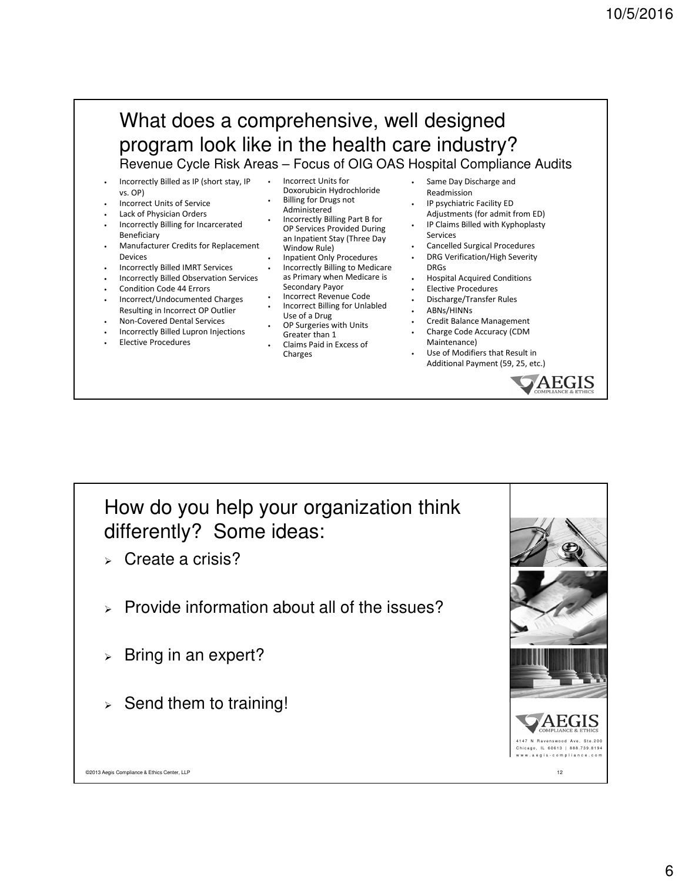# What does a comprehensive, well designed program look like in the health care industry?

## Revenue Cycle Risk Areas – Focus of OIG OAS Hospital Compliance Audits

- Incorrectly Billed as IP (short stay, IP vs. OP)
- Incorrect Units of Service
- Lack of Physician Orders
- Incorrectly Billing for Incarcerated Beneficiary
- Manufacturer Credits for Replacement Devices
- Incorrectly Billed IMRT Services
- Incorrectly Billed Observation Services
- Condition Code 44 Errors
- Incorrect/Undocumented Charges Resulting in Incorrect OP Outlier
- Non-Covered Dental Services
- Incorrectly Billed Lupron Injections
- Elective Procedures
- Incorrect Units for Doxorubicin Hydrochloride
- Billing for Drugs not Administered
- Incorrectly Billing Part B for OP Services Provided During an Inpatient Stay (Three Day Window Rule)
- Inpatient Only Procedures
- Incorrectly Billing to Medicare as Primary when Medicare is Secondary Payor
- Incorrect Revenue Code
- Incorrect Billing for Unlabled Use of a Drug
- OP Surgeries with Units Greater than 1
- Claims Paid in Excess of Charges
- Same Day Discharge and Readmission
- IP psychiatric Facility ED Adjustments (for admit from ED)
- IP Claims Billed with Kyphoplasty Services
- Cancelled Surgical Procedures
- DRG Verification/High Severity DRGs
- Hospital Acquired Conditions
- Elective Procedures
- Discharge/Transfer Rules
- ABNs/HINNs
- Credit Balance Management
- Charge Code Accuracy (CDM Maintenance)
- Use of Modifiers that Result in Additional Payment (59, 25, etc.)

AEGIS COMPLIANCE & ETHICS

# How do you help your organization think differently? Some ideas:

- Create a crisis?
- Provide information about all of the issues?
- Bring in an expert?
- Send them to training!

AEGIS COMPLIANCE & ETHICS
4147 N Ravenswood Ave, Ste.200
Chicago, IL 60613 | 888.739.8194
www.aegis-compliance.com

©2013 Aegis Compliance & Ethics Center, LLP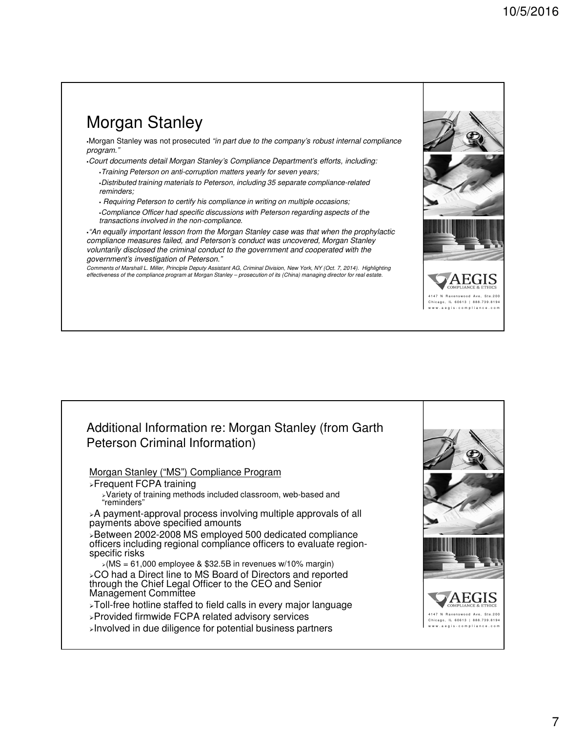## Morgan Stanley

- Morgan Stanley was not prosecuted *"in part due to the company's robust internal compliance program."*
- *Court documents detail Morgan Stanley's Compliance Department's efforts, including:*
  - *Training Peterson on anti-corruption matters yearly for seven years;*
  - *Distributed training materials to Peterson, including 35 separate compliance-related reminders;*
  - *Requiring Peterson to certify his compliance in writing on multiple occasions;*
  - *Compliance Officer had specific discussions with Peterson regarding aspects of the transactions involved in the non-compliance.*
- *"An equally important lesson from the Morgan Stanley case was that when the prophylactic compliance measures failed, and Peterson's conduct was uncovered, Morgan Stanley voluntarily disclosed the criminal conduct to the government and cooperated with the government's investigation of Peterson."*

*Comments of Marshall L. Miller, Principle Deputy Assistant AG, Criminal Division, New York, NY (Oct. 7, 2014). Highlighting effectiveness of the compliance program at Morgan Stanley – prosecution of its (China) managing director for real estate.*

AEGIS COMPLIANCE & ETHICS
4147 N Ravenswood Ave, Ste.200
Chicago, IL 60613 | 888.739.8194
www.aegis-compliance.com

## Additional Information re: Morgan Stanley (from Garth Peterson Criminal Information)

Morgan Stanley ("MS") Compliance Program

- Frequent FCPA training
  - Variety of training methods included classroom, web-based and "reminders"
- A payment-approval process involving multiple approvals of all payments above specified amounts
- Between 2002-2008 MS employed 500 dedicated compliance officers including regional compliance officers to evaluate region-specific risks
  - (MS = 61,000 employee & $32.5B in revenues w/10% margin)
- CO had a Direct line to MS Board of Directors and reported through the Chief Legal Officer to the CEO and Senior Management Committee
- Toll-free hotline staffed to field calls in every major language
- Provided firmwide FCPA related advisory services
- Involved in due diligence for potential business partners

AEGIS COMPLIANCE & ETHICS
4147 N Ravenswood Ave, Ste.200
Chicago, IL 60613 | 888.739.8194
www.aegis-compliance.com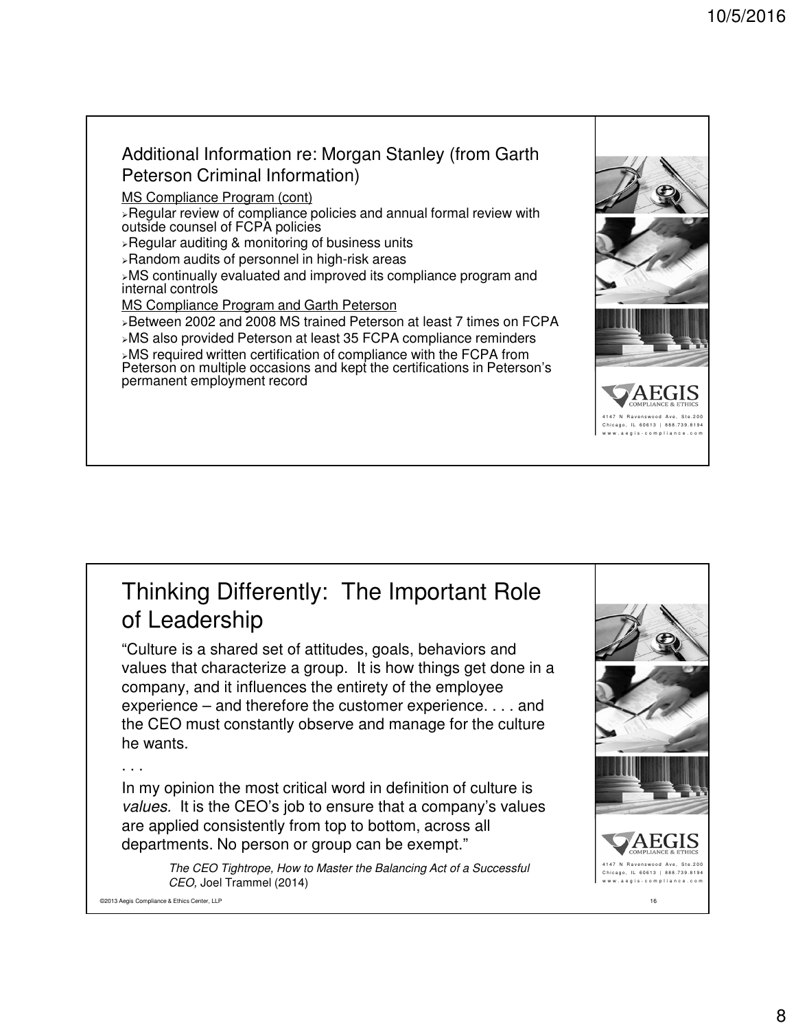## Additional Information re: Morgan Stanley (from Garth Peterson Criminal Information)

MS Compliance Program (cont)

- Regular review of compliance policies and annual formal review with outside counsel of FCPA policies
- Regular auditing & monitoring of business units
- Random audits of personnel in high-risk areas
- MS continually evaluated and improved its compliance program and internal controls

MS Compliance Program and Garth Peterson

- Between 2002 and 2008 MS trained Peterson at least 7 times on FCPA
- MS also provided Peterson at least 35 FCPA compliance reminders
- MS required written certification of compliance with the FCPA from Peterson on multiple occasions and kept the certifications in Peterson's permanent employment record

AEGIS COMPLIANCE & ETHICS
4147 N Ravenswood Ave, Ste.200
Chicago, IL 60613 | 888.739.8194
www.aegis-compliance.com

## Thinking Differently: The Important Role of Leadership

"Culture is a shared set of attitudes, goals, behaviors and values that characterize a group. It is how things get done in a company, and it influences the entirety of the employee experience – and therefore the customer experience. . . . and the CEO must constantly observe and manage for the culture he wants.

. . .

In my opinion the most critical word in definition of culture is *values.* It is the CEO's job to ensure that a company's values are applied consistently from top to bottom, across all departments. No person or group can be exempt."

*The CEO Tightrope, How to Master the Balancing Act of a Successful CEO,* Joel Trammel (2014)

AEGIS COMPLIANCE & ETHICS
4147 N Ravenswood Ave, Ste.200
Chicago, IL 60613 | 888.739.8194
www.aegis-compliance.com

©2013 Aegis Compliance & Ethics Center, LLP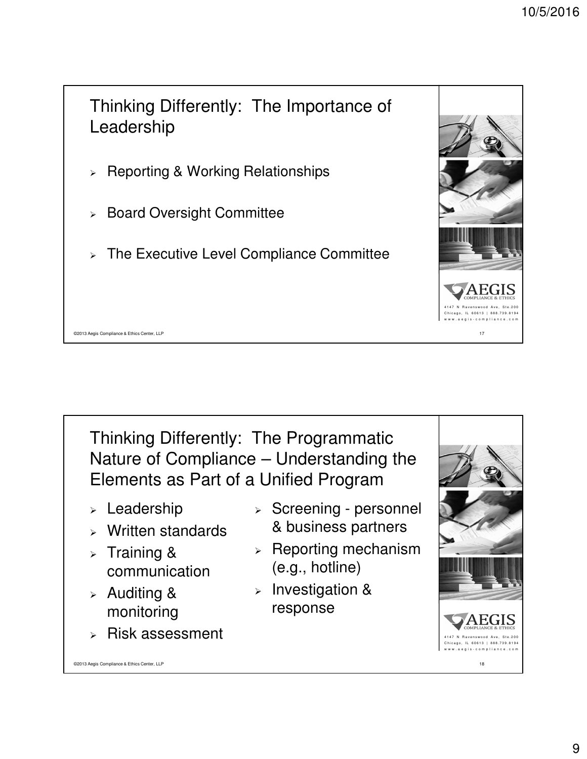## Thinking Differently: The Importance of Leadership

- Reporting & Working Relationships
- Board Oversight Committee
- The Executive Level Compliance Committee

AEGIS COMPLIANCE & ETHICS
4147 N Ravenswood Ave, Ste.200
Chicago, IL 60613 | 888.739.8194
www.aegis-compliance.com

©2013 Aegis Compliance & Ethics Center, LLP

## Thinking Differently: The Programmatic Nature of Compliance – Understanding the Elements as Part of a Unified Program

- Leadership
- Written standards
- Training & communication
- Auditing & monitoring
- Risk assessment
- Screening - personnel & business partners
- Reporting mechanism (e.g., hotline)
- Investigation & response

AEGIS COMPLIANCE & ETHICS
4147 N Ravenswood Ave, Ste.200
Chicago, IL 60613 | 888.739.8194
www.aegis-compliance.com

©2013 Aegis Compliance & Ethics Center, LLP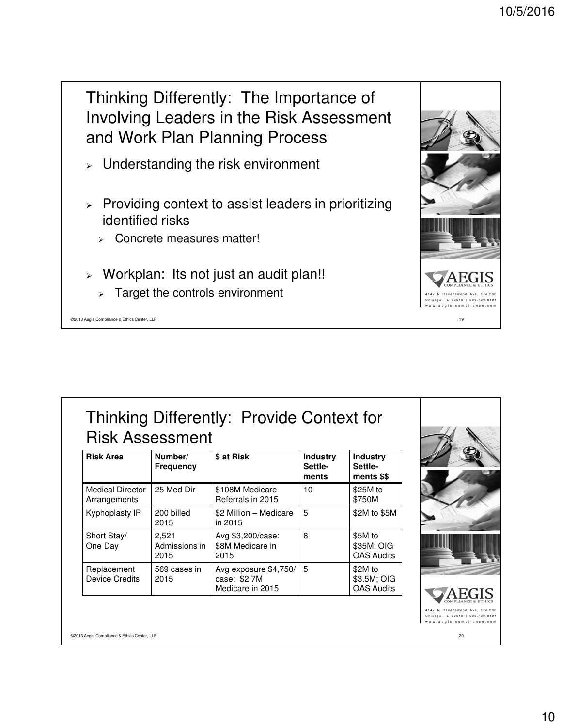## Thinking Differently: The Importance of Involving Leaders in the Risk Assessment and Work Plan Planning Process

- Understanding the risk environment
- Providing context to assist leaders in prioritizing identified risks
  - Concrete measures matter!
- Workplan: Its not just an audit plan!!
  - Target the controls environment

## Thinking Differently: Provide Context for Risk Assessment

| Risk Area | Number/ Frequency | $ at Risk | Industry Settle-ments | Industry Settle-ments $$ |
|---|---|---|---|---|
| Medical Director Arrangements | 25 Med Dir | $108M Medicare Referrals in 2015 | 10 | $25M to $750M |
| Kyphoplasty IP | 200 billed 2015 | $2 Million – Medicare in 2015 | 5 | $2M to $5M |
| Short Stay/ One Day | 2,521 Admissions in 2015 | Avg $3,200/case: $8M Medicare in 2015 | 8 | $5M to $35M; OIG OAS Audits |
| Replacement Device Credits | 569 cases in 2015 | Avg exposure $4,750/ case: $2.7M Medicare in 2015 | 5 | $2M to $3.5M; OIG OAS Audits |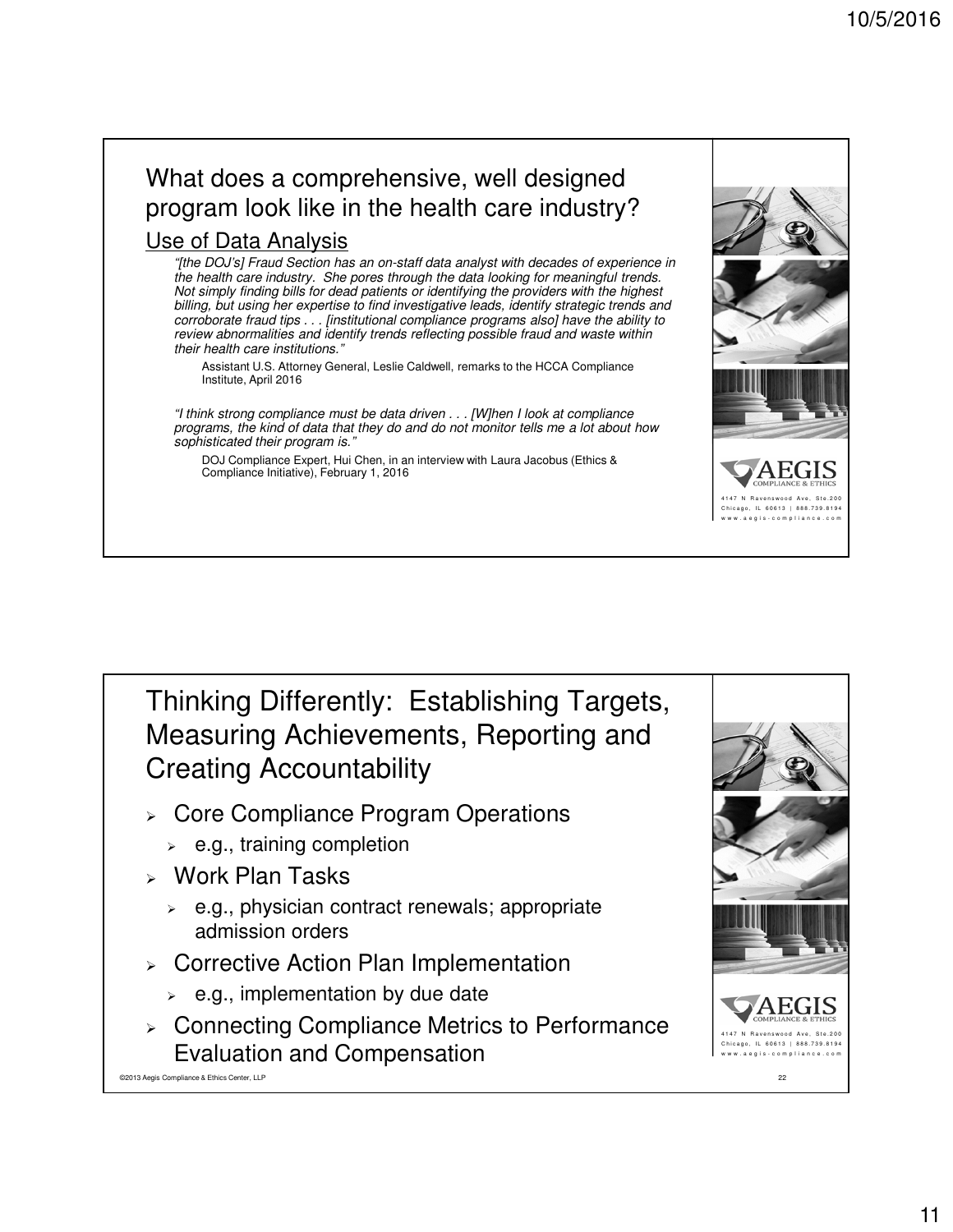## What does a comprehensive, well designed program look like in the health care industry?

### Use of Data Analysis

*"[the DOJ's] Fraud Section has an on-staff data analyst with decades of experience in the health care industry. She pores through the data looking for meaningful trends. Not simply finding bills for dead patients or identifying the providers with the highest billing, but using her expertise to find investigative leads, identify strategic trends and corroborate fraud tips . . . [institutional compliance programs also] have the ability to review abnormalities and identify trends reflecting possible fraud and waste within their health care institutions."*

Assistant U.S. Attorney General, Leslie Caldwell, remarks to the HCCA Compliance Institute, April 2016

*"I think strong compliance must be data driven . . . [W]hen I look at compliance programs, the kind of data that they do and do not monitor tells me a lot about how sophisticated their program is."*

DOJ Compliance Expert, Hui Chen, in an interview with Laura Jacobus (Ethics & Compliance Initiative), February 1, 2016

AEGIS COMPLIANCE & ETHICS
4147 N Ravenswood Ave, Ste.200
Chicago, IL 60613 | 888.739.8194
www.aegis-compliance.com

## Thinking Differently: Establishing Targets, Measuring Achievements, Reporting and Creating Accountability

- Core Compliance Program Operations
  - e.g., training completion
- Work Plan Tasks
  - e.g., physician contract renewals; appropriate admission orders
- Corrective Action Plan Implementation
  - e.g., implementation by due date
- Connecting Compliance Metrics to Performance Evaluation and Compensation

AEGIS COMPLIANCE & ETHICS
4147 N Ravenswood Ave, Ste.200
Chicago, IL 60613 | 888.739.8194
www.aegis-compliance.com

©2013 Aegis Compliance & Ethics Center, LLP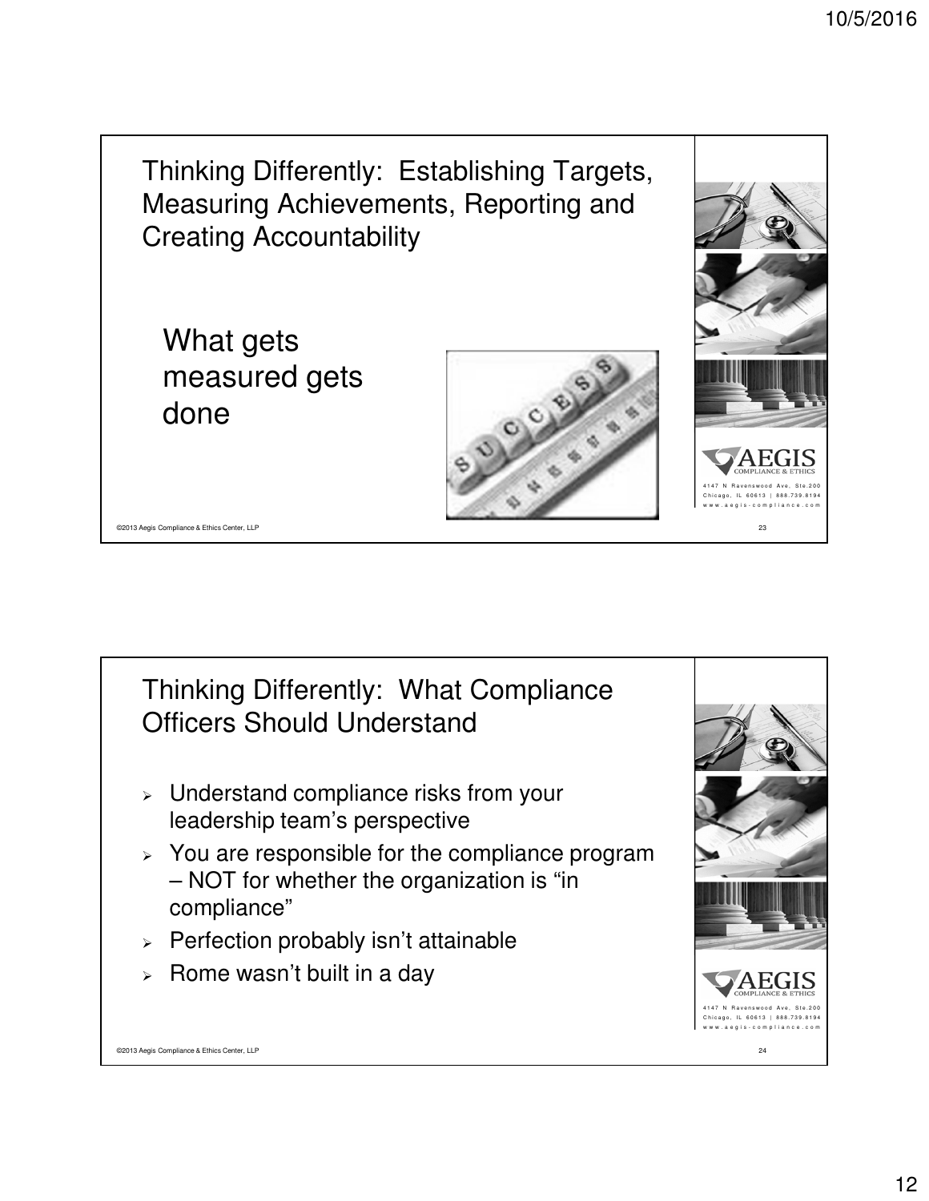## Thinking Differently: Establishing Targets, Measuring Achievements, Reporting and Creating Accountability

What gets measured gets done

## Thinking Differently: What Compliance Officers Should Understand

- Understand compliance risks from your leadership team's perspective
- You are responsible for the compliance program – NOT for whether the organization is "in compliance"
- Perfection probably isn't attainable
- Rome wasn't built in a day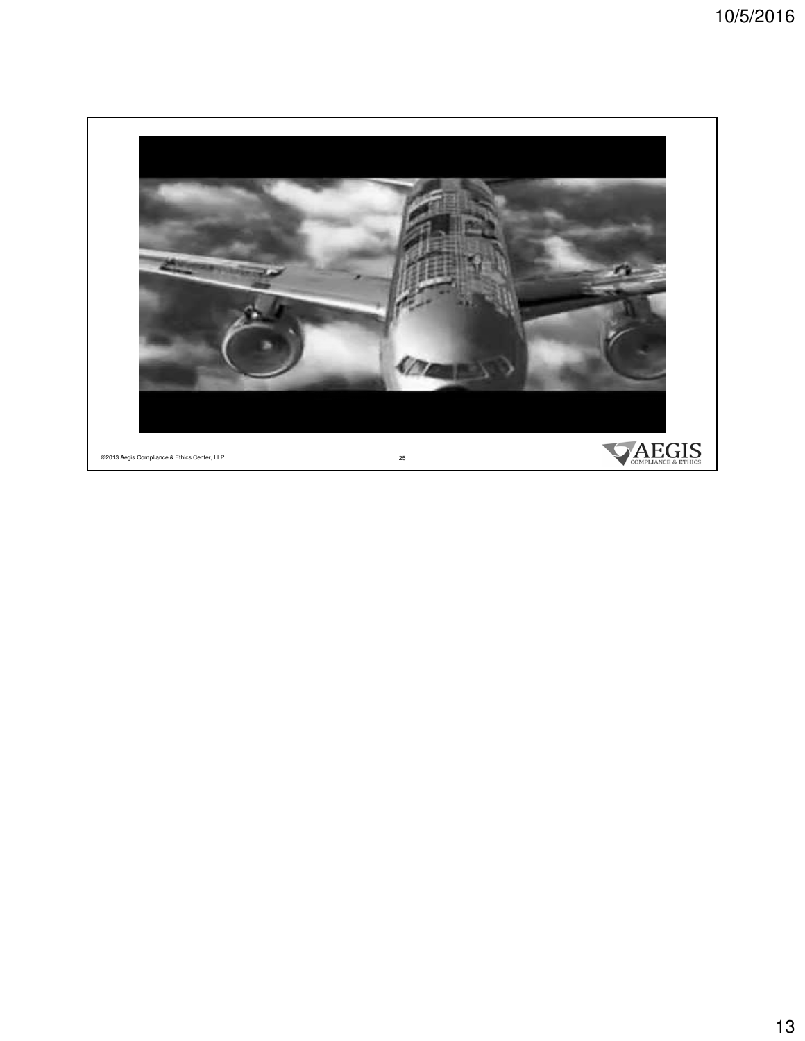©2013 Aegis Compliance & Ethics Center, LLP

AEGIS COMPLIANCE & ETHICS